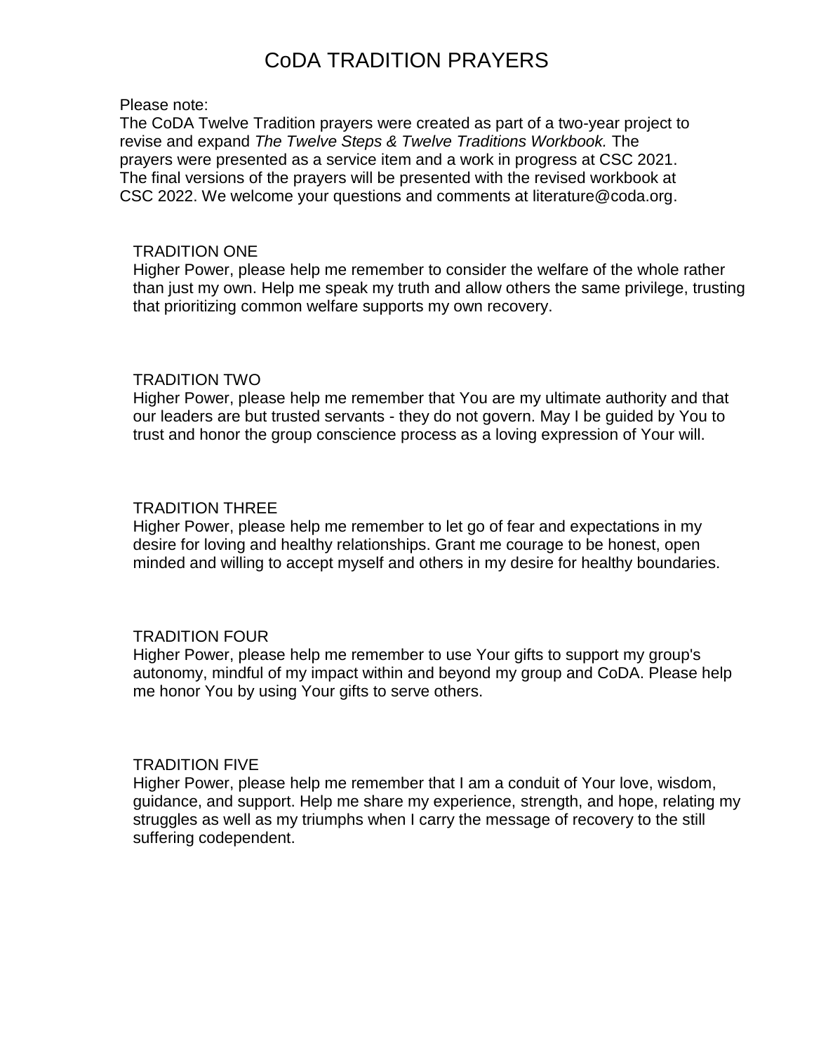# CoDA TRADITION PRAYERS

Please note:
The CoDA Twelve Tradition prayers were created as part of a two-year project to revise and expand *The Twelve Steps & Twelve Traditions Workbook.* The prayers were presented as a service item and a work in progress at CSC 2021. The final versions of the prayers will be presented with the revised workbook at CSC 2022. We welcome your questions and comments at literature@coda.org.

## TRADITION ONE

Higher Power, please help me remember to consider the welfare of the whole rather than just my own. Help me speak my truth and allow others the same privilege, trusting that prioritizing common welfare supports my own recovery.

## TRADITION TWO

Higher Power, please help me remember that You are my ultimate authority and that our leaders are but trusted servants - they do not govern. May I be guided by You to trust and honor the group conscience process as a loving expression of Your will.

## TRADITION THREE

Higher Power, please help me remember to let go of fear and expectations in my desire for loving and healthy relationships. Grant me courage to be honest, open minded and willing to accept myself and others in my desire for healthy boundaries.

## TRADITION FOUR

Higher Power, please help me remember to use Your gifts to support my group's autonomy, mindful of my impact within and beyond my group and CoDA. Please help me honor You by using Your gifts to serve others.

## TRADITION FIVE

Higher Power, please help me remember that I am a conduit of Your love, wisdom, guidance, and support. Help me share my experience, strength, and hope, relating my struggles as well as my triumphs when I carry the message of recovery to the still suffering codependent.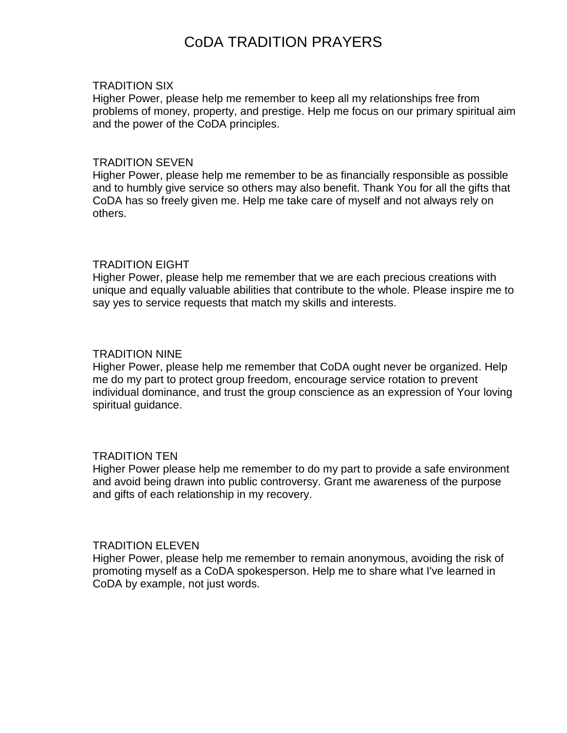# CoDA TRADITION PRAYERS

## TRADITION SIX

Higher Power, please help me remember to keep all my relationships free from problems of money, property, and prestige. Help me focus on our primary spiritual aim and the power of the CoDA principles.

## TRADITION SEVEN

Higher Power, please help me remember to be as financially responsible as possible and to humbly give service so others may also benefit. Thank You for all the gifts that CoDA has so freely given me. Help me take care of myself and not always rely on others.

## TRADITION EIGHT

Higher Power, please help me remember that we are each precious creations with unique and equally valuable abilities that contribute to the whole. Please inspire me to say yes to service requests that match my skills and interests.

## TRADITION NINE

Higher Power, please help me remember that CoDA ought never be organized. Help me do my part to protect group freedom, encourage service rotation to prevent individual dominance, and trust the group conscience as an expression of Your loving spiritual guidance.

## TRADITION TEN

Higher Power please help me remember to do my part to provide a safe environment and avoid being drawn into public controversy. Grant me awareness of the purpose and gifts of each relationship in my recovery.

## TRADITION ELEVEN

Higher Power, please help me remember to remain anonymous, avoiding the risk of promoting myself as a CoDA spokesperson. Help me to share what I've learned in CoDA by example, not just words.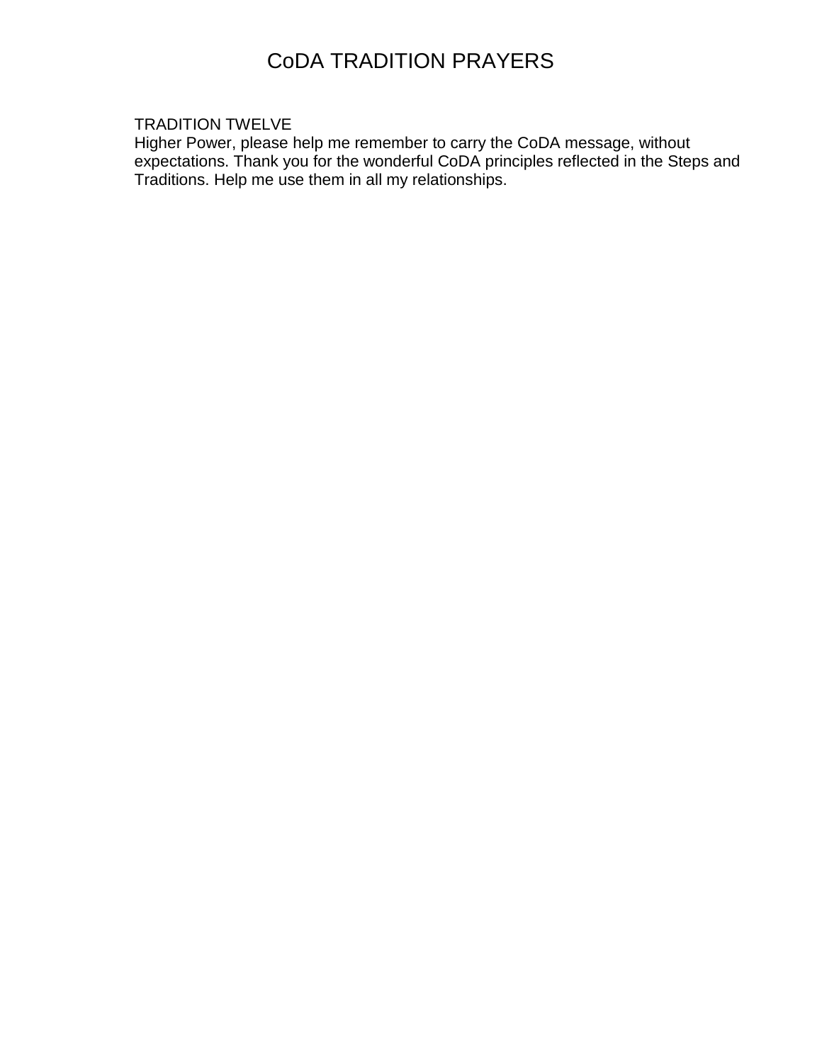# CoDA TRADITION PRAYERS

TRADITION TWELVE
Higher Power, please help me remember to carry the CoDA message, without expectations. Thank you for the wonderful CoDA principles reflected in the Steps and Traditions. Help me use them in all my relationships.